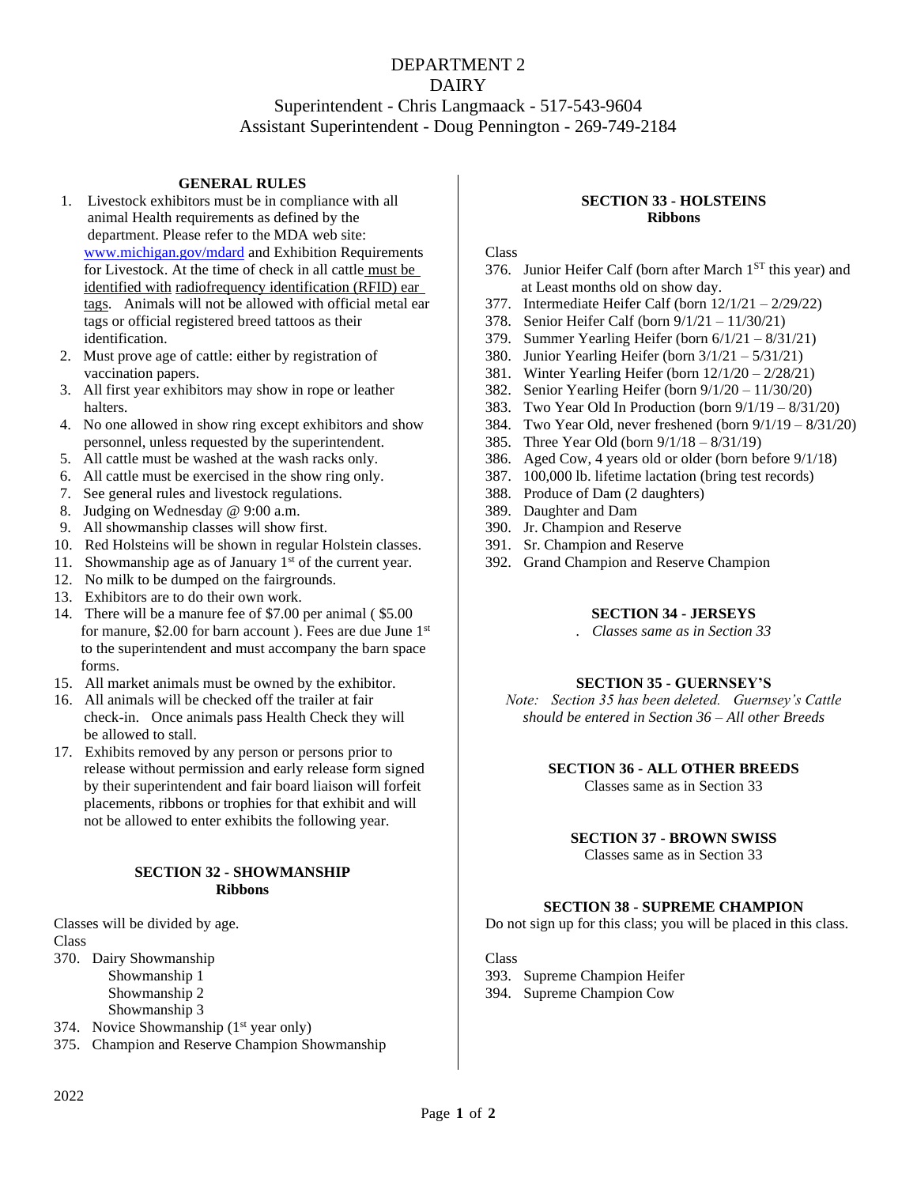# DEPARTMENT 2
# DAIRY

Superintendent - Chris Langmaack - 517-543-9604
Assistant Superintendent - Doug Pennington - 269-749-2184

## GENERAL RULES

1. Livestock exhibitors must be in compliance with all animal Health requirements as defined by the department. Please refer to the MDA web site: www.michigan.gov/mdard and Exhibition Requirements for Livestock. At the time of check in all cattle must be identified with radiofrequency identification (RFID) ear tags. Animals will not be allowed with official metal ear tags or official registered breed tattoos as their identification.
2. Must prove age of cattle: either by registration of vaccination papers.
3. All first year exhibitors may show in rope or leather halters.
4. No one allowed in show ring except exhibitors and show personnel, unless requested by the superintendent.
5. All cattle must be washed at the wash racks only.
6. All cattle must be exercised in the show ring only.
7. See general rules and livestock regulations.
8. Judging on Wednesday @ 9:00 a.m.
9. All showmanship classes will show first.
10. Red Holsteins will be shown in regular Holstein classes.
11. Showmanship age as of January 1st of the current year.
12. No milk to be dumped on the fairgrounds.
13. Exhibitors are to do their own work.
14. There will be a manure fee of $7.00 per animal ( $5.00 for manure, $2.00 for barn account ). Fees are due June 1st to the superintendent and must accompany the barn space forms.
15. All market animals must be owned by the exhibitor.
16. All animals will be checked off the trailer at fair check-in. Once animals pass Health Check they will be allowed to stall.
17. Exhibits removed by any person or persons prior to release without permission and early release form signed by their superintendent and fair board liaison will forfeit placements, ribbons or trophies for that exhibit and will not be allowed to enter exhibits the following year.

## SECTION 32 - SHOWMANSHIP
**Ribbons**

Classes will be divided by age.

Class

370. Dairy Showmanship
  - Showmanship 1
  - Showmanship 2
  - Showmanship 3
374. Novice Showmanship (1st year only)
375. Champion and Reserve Champion Showmanship

## SECTION 33 - HOLSTEINS
**Ribbons**

Class

376. Junior Heifer Calf (born after March 1ST this year) and at Least months old on show day.
377. Intermediate Heifer Calf (born 12/1/21 – 2/29/22)
378. Senior Heifer Calf (born 9/1/21 – 11/30/21)
379. Summer Yearling Heifer (born 6/1/21 – 8/31/21)
380. Junior Yearling Heifer (born 3/1/21 – 5/31/21)
381. Winter Yearling Heifer (born 12/1/20 – 2/28/21)
382. Senior Yearling Heifer (born 9/1/20 – 11/30/20)
383. Two Year Old In Production (born 9/1/19 – 8/31/20)
384. Two Year Old, never freshened (born 9/1/19 – 8/31/20)
385. Three Year Old (born 9/1/18 – 8/31/19)
386. Aged Cow, 4 years old or older (born before 9/1/18)
387. 100,000 lb. lifetime lactation (bring test records)
388. Produce of Dam (2 daughters)
389. Daughter and Dam
390. Jr. Champion and Reserve
391. Sr. Champion and Reserve
392. Grand Champion and Reserve Champion

## SECTION 34 - JERSEYS

. *Classes same as in Section 33*

## SECTION 35 - GUERNSEY'S

*Note: Section 35 has been deleted. Guernsey's Cattle should be entered in Section 36 – All other Breeds*

## SECTION 36 - ALL OTHER BREEDS

Classes same as in Section 33

## SECTION 37 - BROWN SWISS

Classes same as in Section 33

## SECTION 38 - SUPREME CHAMPION

Do not sign up for this class; you will be placed in this class.

Class

393. Supreme Champion Heifer
394. Supreme Champion Cow

2022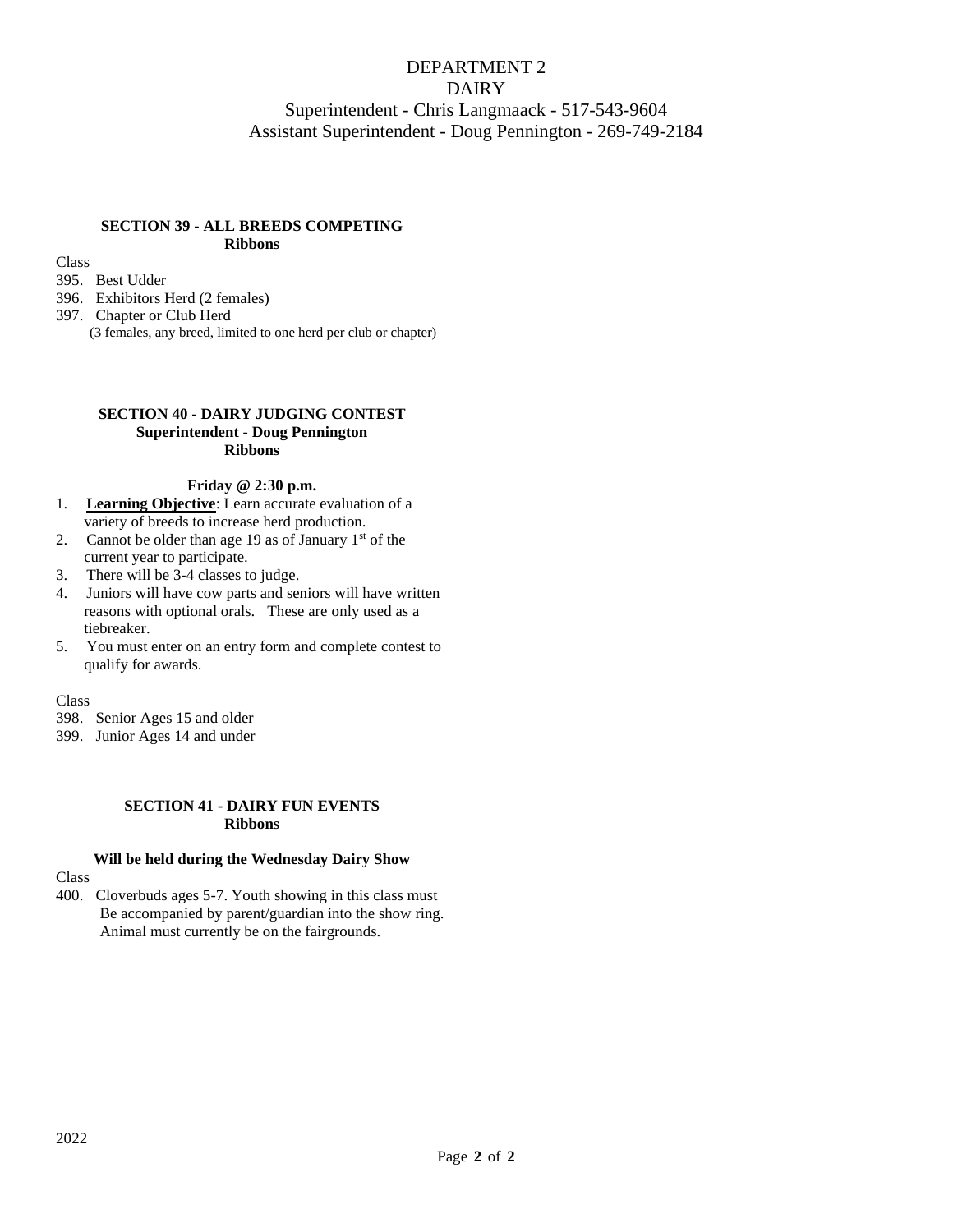# DEPARTMENT 2
# DAIRY

Superintendent - Chris Langmaack - 517-543-9604
Assistant Superintendent - Doug Pennington - 269-749-2184

### SECTION 39 - ALL BREEDS COMPETING
**Ribbons**

Class
395. Best Udder
396. Exhibitors Herd (2 females)
397. Chapter or Club Herd
(3 females, any breed, limited to one herd per club or chapter)

### SECTION 40 - DAIRY JUDGING CONTEST
**Superintendent - Doug Pennington**
**Ribbons**

**Friday @ 2:30 p.m.**

1. **Learning Objective**: Learn accurate evaluation of a variety of breeds to increase herd production.
2. Cannot be older than age 19 as of January 1st of the current year to participate.
3. There will be 3-4 classes to judge.
4. Juniors will have cow parts and seniors will have written reasons with optional orals. These are only used as a tiebreaker.
5. You must enter on an entry form and complete contest to qualify for awards.

Class
398. Senior Ages 15 and older
399. Junior Ages 14 and under

### SECTION 41 - DAIRY FUN EVENTS
**Ribbons**

**Will be held during the Wednesday Dairy Show**

Class
400. Cloverbuds ages 5-7. Youth showing in this class must Be accompanied by parent/guardian into the show ring. Animal must currently be on the fairgrounds.

2022